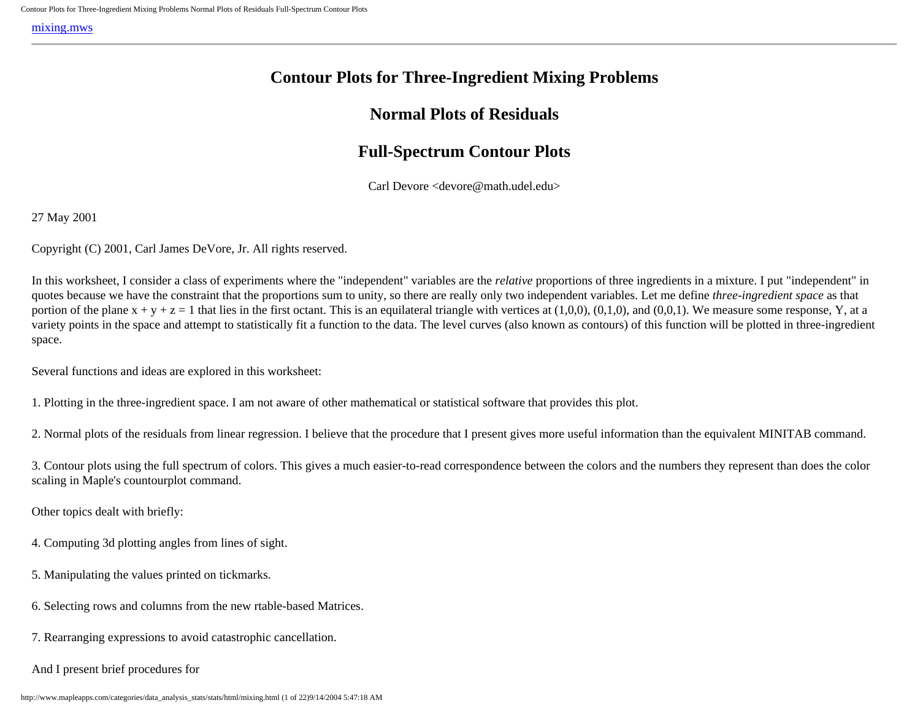mixing.mws

# Contour Plots for Three-Ingredient Mixing Problems

# Normal Plots of Residuals

# Full-Spectrum Contour Plots

Carl Devore <devore@math.udel.edu>

27 May 2001

Copyright (C) 2001, Carl James DeVore, Jr. All rights reserved.

In this worksheet, I consider a class of experiments where the "independent" variables are the *relative* proportions of three ingredients in a mixture. I put "independent" in quotes because we have the constraint that the proportions sum to unity, so there are really only two independent variables. Let me define *three-ingredient space* as that portion of the plane $x + y + z = 1$ that lies in the first octant. This is an equilateral triangle with vertices at (1,0,0), (0,1,0), and (0,0,1). We measure some response, Y, at a variety points in the space and attempt to statistically fit a function to the data. The level curves (also known as contours) of this function will be plotted in three-ingredient space.

Several functions and ideas are explored in this worksheet:

1. Plotting in the three-ingredient space. I am not aware of other mathematical or statistical software that provides this plot.

2. Normal plots of the residuals from linear regression. I believe that the procedure that I present gives more useful information than the equivalent MINITAB command.

3. Contour plots using the full spectrum of colors. This gives a much easier-to-read correspondence between the colors and the numbers they represent than does the color scaling in Maple's countourplot command.

Other topics dealt with briefly:

4. Computing 3d plotting angles from lines of sight.

5. Manipulating the values printed on tickmarks.

6. Selecting rows and columns from the new rtable-based Matrices.

7. Rearranging expressions to avoid catastrophic cancellation.

And I present brief procedures for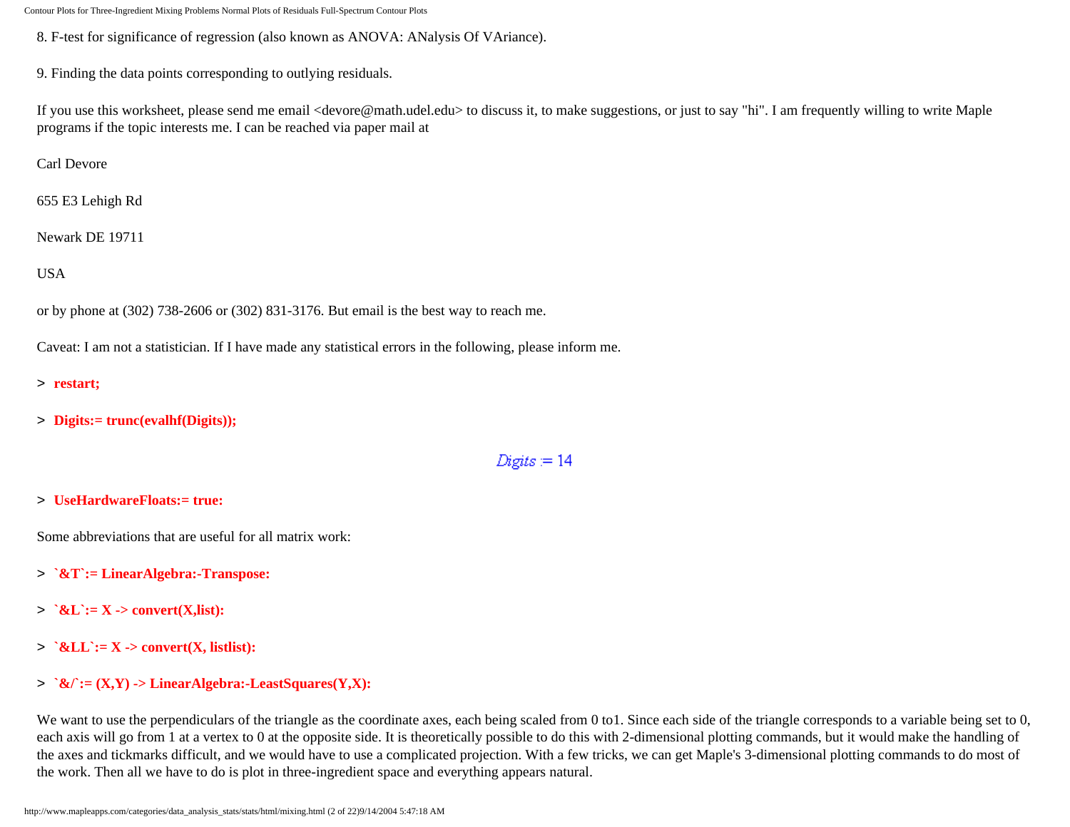8. F-test for significance of regression (also known as ANOVA: ANalysis Of VAriance).

9. Finding the data points corresponding to outlying residuals.

If you use this worksheet, please send me email <devore@math.udel.edu> to discuss it, to make suggestions, or just to say "hi". I am frequently willing to write Maple programs if the topic interests me. I can be reached via paper mail at

Carl Devore

655 E3 Lehigh Rd

Newark DE 19711

USA

or by phone at (302) 738-2606 or (302) 831-3176. But email is the best way to reach me.

Caveat: I am not a statistician. If I have made any statistical errors in the following, please inform me.

```
> restart;
```

```
> Digits:= trunc(evalhf(Digits));
```

$$Digits := 14$$

```
> UseHardwareFloats:= true:
```

Some abbreviations that are useful for all matrix work:

```
> `&T`:= LinearAlgebra:-Transpose:
```

```
> `&L`:= X -> convert(X,list):
```

```
> `&LL`:= X -> convert(X, listlist):
```

```
> `&/`:= (X,Y) -> LinearAlgebra:-LeastSquares(Y,X):
```

We want to use the perpendiculars of the triangle as the coordinate axes, each being scaled from 0 to1. Since each side of the triangle corresponds to a variable being set to 0, each axis will go from 1 at a vertex to 0 at the opposite side. It is theoretically possible to do this with 2-dimensional plotting commands, but it would make the handling of the axes and tickmarks difficult, and we would have to use a complicated projection. With a few tricks, we can get Maple's 3-dimensional plotting commands to do most of the work. Then all we have to do is plot in three-ingredient space and everything appears natural.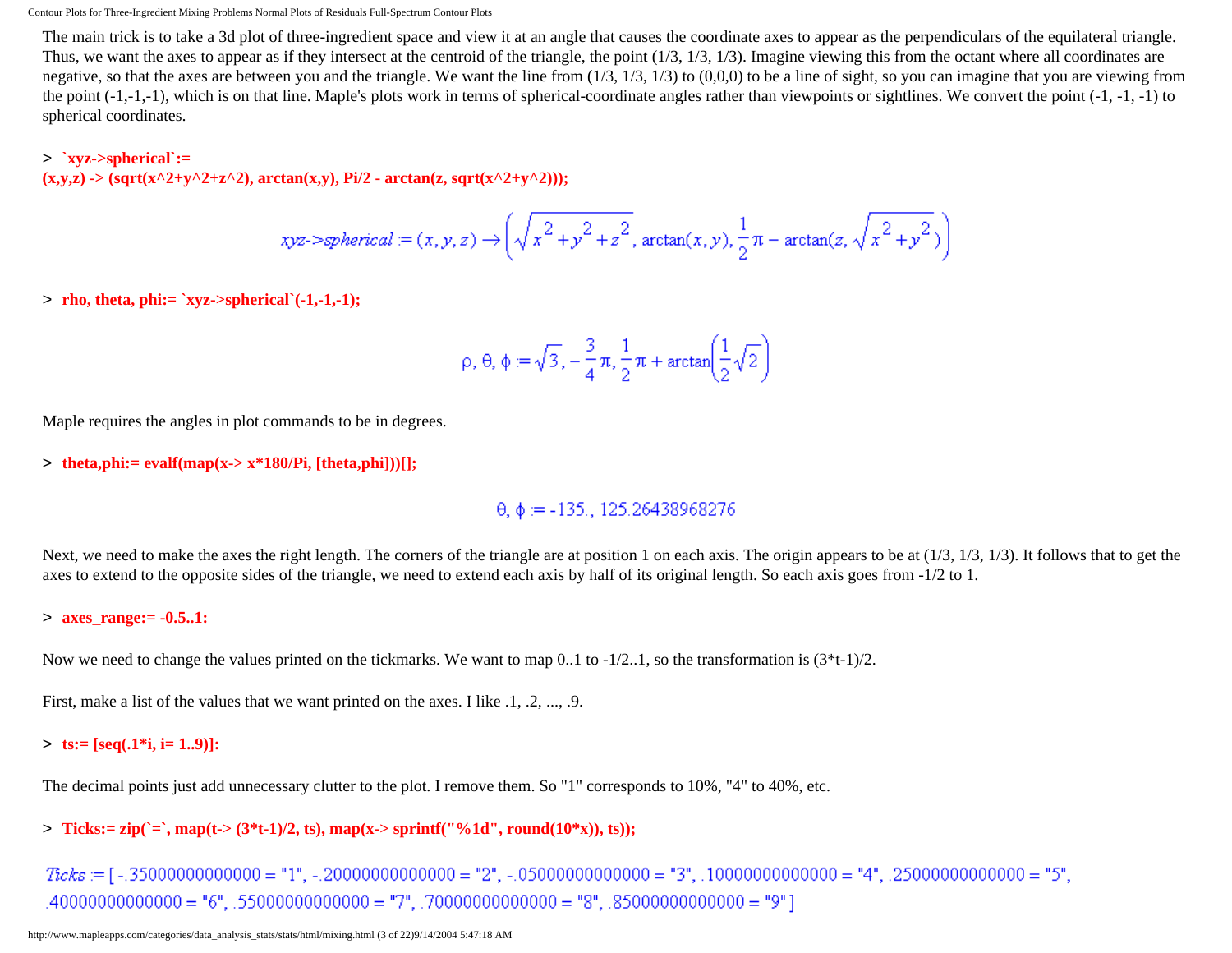The main trick is to take a 3d plot of three-ingredient space and view it at an angle that causes the coordinate axes to appear as the perpendiculars of the equilateral triangle. Thus, we want the axes to appear as if they intersect at the centroid of the triangle, the point (1/3, 1/3, 1/3). Imagine viewing this from the octant where all coordinates are negative, so that the axes are between you and the triangle. We want the line from (1/3, 1/3, 1/3) to (0,0,0) to be a line of sight, so you can imagine that you are viewing from the point (-1,-1,-1), which is on that line. Maple's plots work in terms of spherical-coordinate angles rather than viewpoints or sightlines. We convert the point (-1, -1, -1) to spherical coordinates.

```
> `xyz->spherical`:=
(x,y,z) -> (sqrt(x^2+y^2+z^2), arctan(x,y), Pi/2 - arctan(z, sqrt(x^2+y^2)));
```

$$xyz\text{->}spherical := (x, y, z) \to \left(\sqrt{x^2+y^2+z^2},\ \arctan(x, y),\ \frac{1}{2}\pi - \arctan(z, \sqrt{x^2+y^2})\right)$$

```
> rho, theta, phi:= `xyz->spherical`(-1,-1,-1);
```

$$\rho, \theta, \phi := \sqrt{3}, -\frac{3}{4}\pi, \frac{1}{2}\pi + \arctan\left(\frac{1}{2}\sqrt{2}\right)$$

Maple requires the angles in plot commands to be in degrees.

```
> theta,phi:= evalf(map(x-> x*180/Pi, [theta,phi]))[];
```

$$\theta, \phi := -135., 125.26438968276$$

Next, we need to make the axes the right length. The corners of the triangle are at position 1 on each axis. The origin appears to be at (1/3, 1/3, 1/3). It follows that to get the axes to extend to the opposite sides of the triangle, we need to extend each axis by half of its original length. So each axis goes from -1/2 to 1.

```
> axes_range:= -0.5..1:
```

Now we need to change the values printed on the tickmarks. We want to map 0..1 to -1/2..1, so the transformation is (3*t-1)/2.

First, make a list of the values that we want printed on the axes. I like .1, .2, ..., .9.

```
> ts:= [seq(.1*i, i= 1..9)]:
```

The decimal points just add unnecessary clutter to the plot. I remove them. So "1" corresponds to 10%, "4" to 40%, etc.

```
> Ticks:= zip(`=`, map(t-> (3*t-1)/2, ts), map(x-> sprintf("%1d", round(10*x)), ts));
```

```
Ticks := [-.35000000000000 = "1", -.20000000000000 = "2", -.05000000000000 = "3", .10000000000000 = "4", .25000000000000 = "5",
.40000000000000 = "6", .55000000000000 = "7", .70000000000000 = "8", .85000000000000 = "9"]
```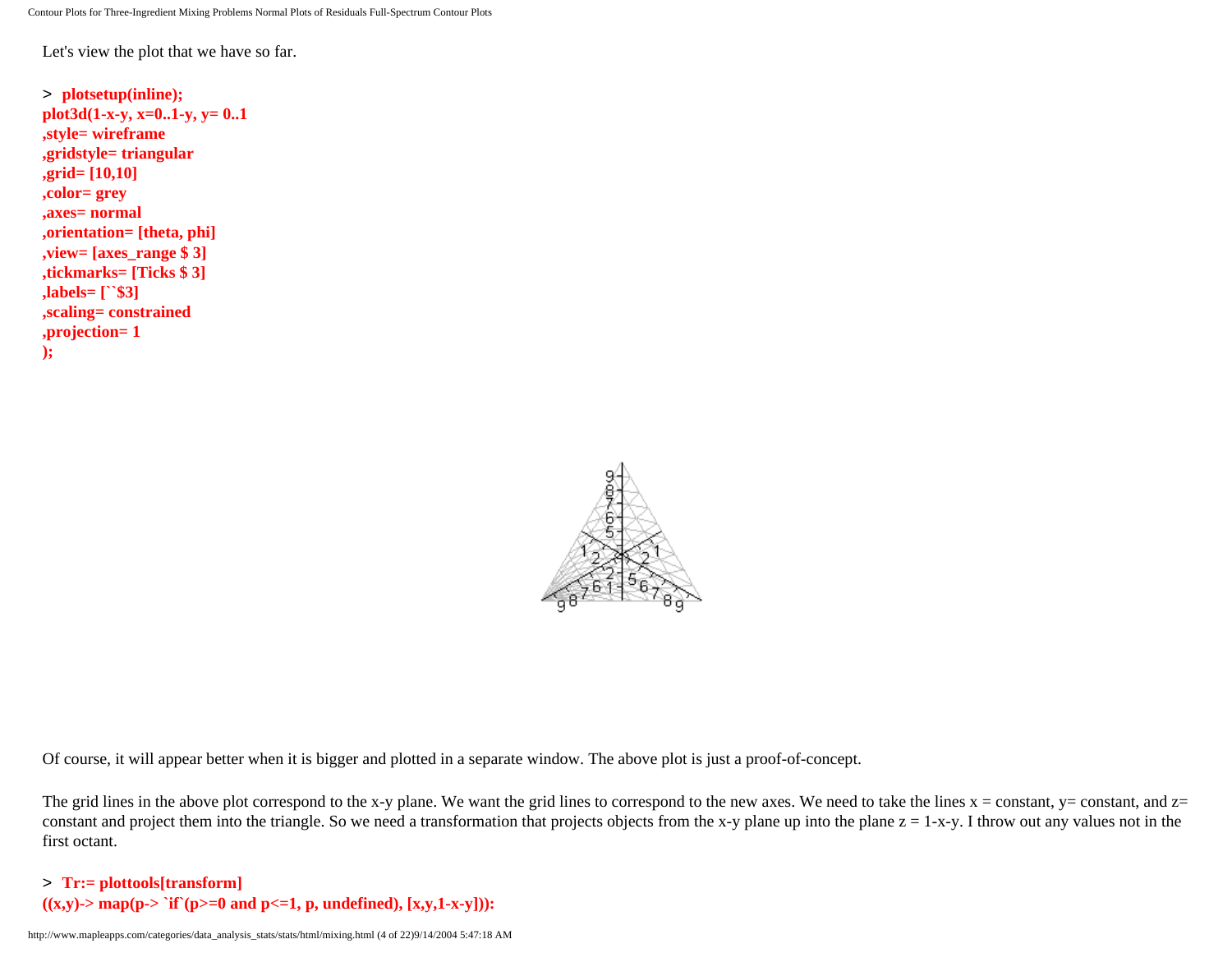Let's view the plot that we have so far.

```
> plotsetup(inline);
plot3d(1-x-y, x=0..1-y, y= 0..1
,style= wireframe
,gridstyle= triangular
,grid= [10,10]
,color= grey
,axes= normal
,orientation= [theta, phi]
,view= [axes_range $ 3]
,tickmarks= [Ticks $ 3]
,labels= [``$3]
,scaling= constrained
,projection= 1
);
```

Of course, it will appear better when it is bigger and plotted in a separate window. The above plot is just a proof-of-concept.

The grid lines in the above plot correspond to the x-y plane. We want the grid lines to correspond to the new axes. We need to take the lines x = constant, y= constant, and z= constant and project them into the triangle. So we need a transformation that projects objects from the x-y plane up into the plane z = 1-x-y. I throw out any values not in the first octant.

```
> Tr:= plottools[transform]
((x,y)-> map(p-> `if`(p>=0 and p<=1, p, undefined), [x,y,1-x-y])):
```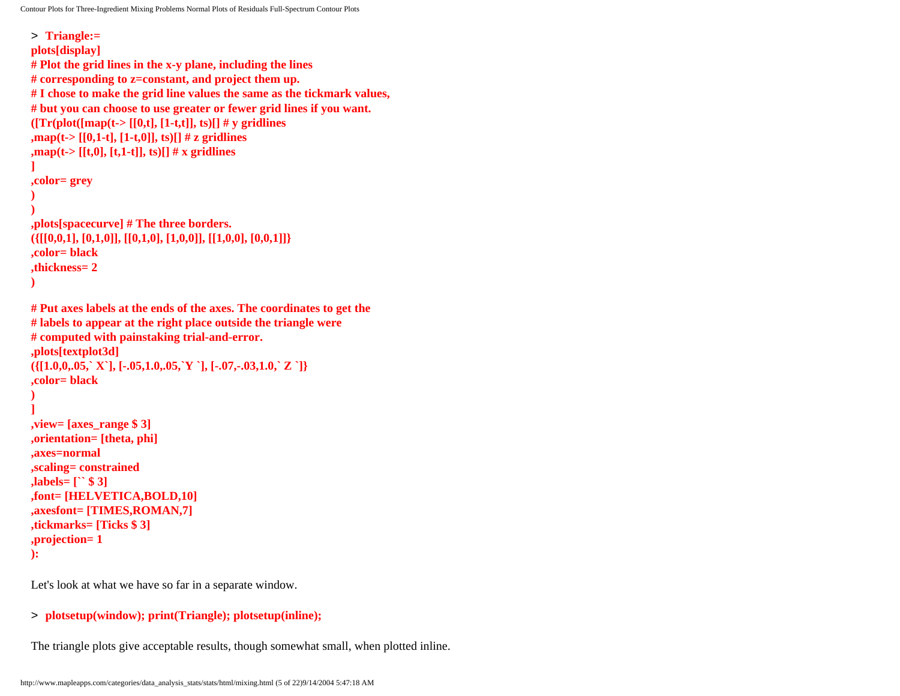```
> Triangle:=
plots[display]
# Plot the grid lines in the x-y plane, including the lines
# corresponding to z=constant, and project them up.
# I chose to make the grid line values the same as the tickmark values,
# but you can choose to use greater or fewer grid lines if you want.
([Tr(plot([map(t-> [[0,t], [1-t,t]], ts)[] # y gridlines
,map(t-> [[0,1-t], [1-t,0]], ts)[] # z gridlines
,map(t-> [[t,0], [t,1-t]], ts)[] # x gridlines
]
,color= grey
)
)
,plots[spacecurve] # The three borders.
({[[0,0,1], [0,1,0]], [[0,1,0], [1,0,0]], [[1,0,0], [0,0,1]]}
,color= black
,thickness= 2
)

# Put axes labels at the ends of the axes. The coordinates to get the
# labels to appear at the right place outside the triangle were
# computed with painstaking trial-and-error.
,plots[textplot3d]
({[1.0,0,.05,` X`], [-.05,1.0,.05,`Y `], [-.07,-.03,1.0,` Z `]}
,color= black
)
]
,view= [axes_range $ 3]
,orientation= [theta, phi]
,axes=normal
,scaling= constrained
,labels= [`` $ 3]
,font= [HELVETICA,BOLD,10]
,axesfont= [TIMES,ROMAN,7]
,tickmarks= [Ticks $ 3]
,projection= 1
):
```

Let's look at what we have so far in a separate window.

```
> plotsetup(window); print(Triangle); plotsetup(inline);
```

The triangle plots give acceptable results, though somewhat small, when plotted inline.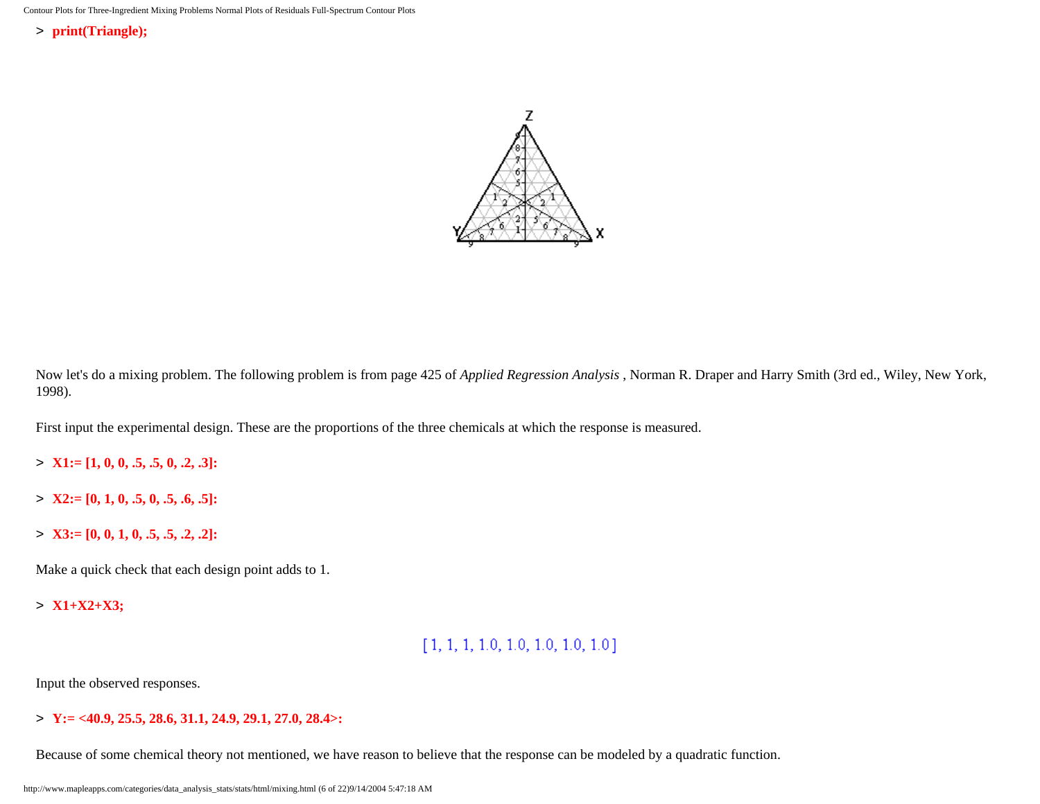```
> print(Triangle);
```

Now let's do a mixing problem. The following problem is from page 425 of *Applied Regression Analysis* , Norman R. Draper and Harry Smith (3rd ed., Wiley, New York, 1998).

First input the experimental design. These are the proportions of the three chemicals at which the response is measured.

```
> X1:= [1, 0, 0, .5, .5, 0, .2, .3]:
```

```
> X2:= [0, 1, 0, .5, 0, .5, .6, .5]:
```

```
> X3:= [0, 0, 1, 0, .5, .5, .2, .2]:
```

Make a quick check that each design point adds to 1.

```
> X1+X2+X3;
```

$$[1, 1, 1, 1.0, 1.0, 1.0, 1.0, 1.0]$$

Input the observed responses.

```
> Y:= <40.9, 25.5, 28.6, 31.1, 24.9, 29.1, 27.0, 28.4>:
```

Because of some chemical theory not mentioned, we have reason to believe that the response can be modeled by a quadratic function.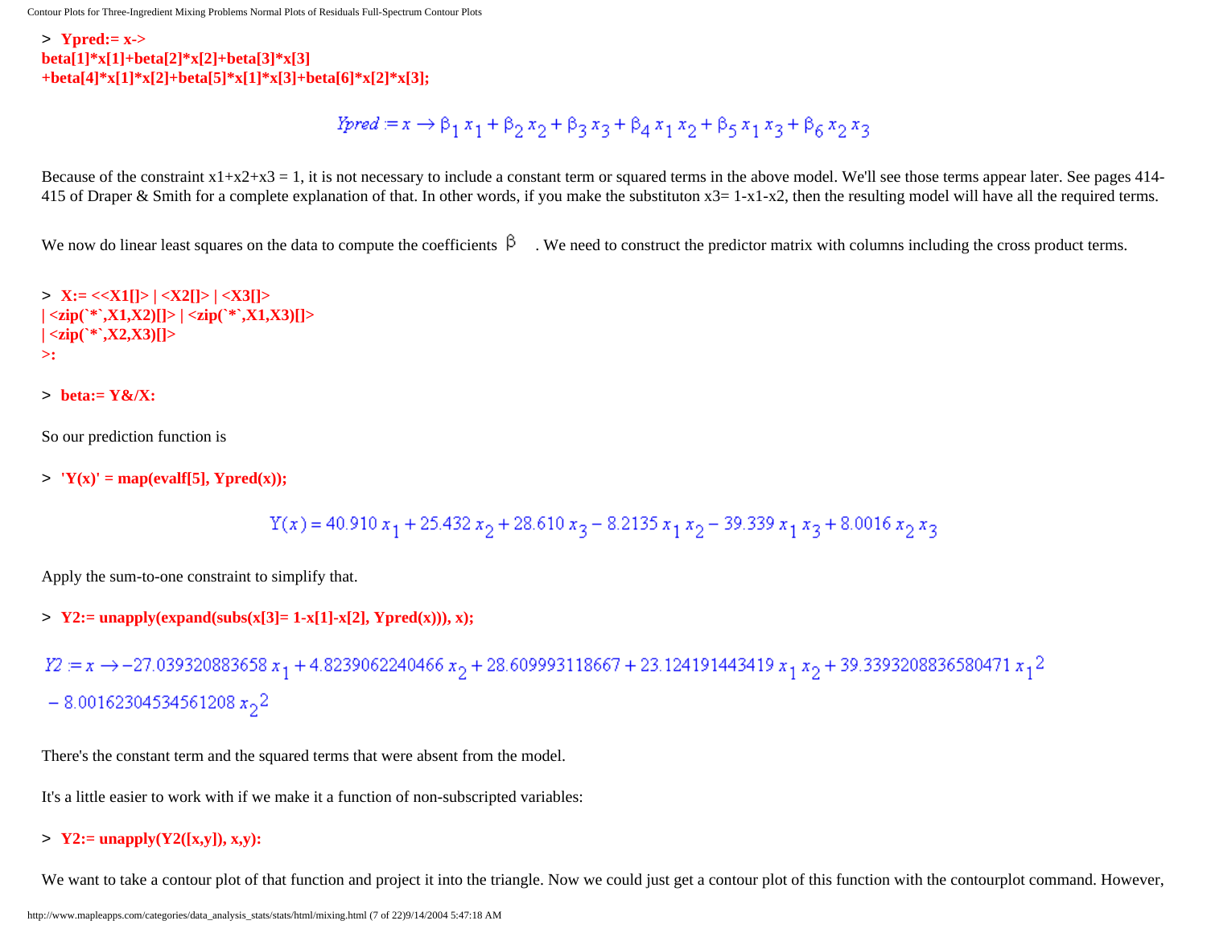```
> Ypred:= x->
beta[1]*x[1]+beta[2]*x[2]+beta[3]*x[3]
+beta[4]*x[1]*x[2]+beta[5]*x[1]*x[3]+beta[6]*x[2]*x[3];
```

$$Ypred := x \to \beta_1 x_1 + \beta_2 x_2 + \beta_3 x_3 + \beta_4 x_1 x_2 + \beta_5 x_1 x_3 + \beta_6 x_2 x_3$$

Because of the constraint x1+x2+x3 = 1, it is not necessary to include a constant term or squared terms in the above model. We'll see those terms appear later. See pages 414-415 of Draper & Smith for a complete explanation of that. In other words, if you make the substituton x3= 1-x1-x2, then the resulting model will have all the required terms.

We now do linear least squares on the data to compute the coefficients $\beta$ . We need to construct the predictor matrix with columns including the cross product terms.

```
> X:= <<X1[]> | <X2[]> | <X3[]>
| <zip(`*`,X1,X2)[]> | <zip(`*`,X1,X3)[]>
| <zip(`*`,X2,X3)[]>
>:
```

```
> beta:= Y&/X:
```

So our prediction function is

```
> 'Y(x)' = map(evalf[5], Ypred(x));
```

$$Y(x) = 40.910\, x_1 + 25.432\, x_2 + 28.610\, x_3 - 8.2135\, x_1 x_2 - 39.339\, x_1 x_3 + 8.0016\, x_2 x_3$$

Apply the sum-to-one constraint to simplify that.

```
> Y2:= unapply(expand(subs(x[3]= 1-x[1]-x[2], Ypred(x))), x);
```

$$Y2 := x \to -27.039320883658\, x_1 + 4.8239062240466\, x_2 + 28.609993118667 + 23.124191443419\, x_1 x_2 + 39.3393208836580471\, x_1^2 - 8.00162304534561208\, x_2^2$$

There's the constant term and the squared terms that were absent from the model.

It's a little easier to work with if we make it a function of non-subscripted variables:

```
> Y2:= unapply(Y2([x,y]), x,y):
```

We want to take a contour plot of that function and project it into the triangle. Now we could just get a contour plot of this function with the contourplot command. However,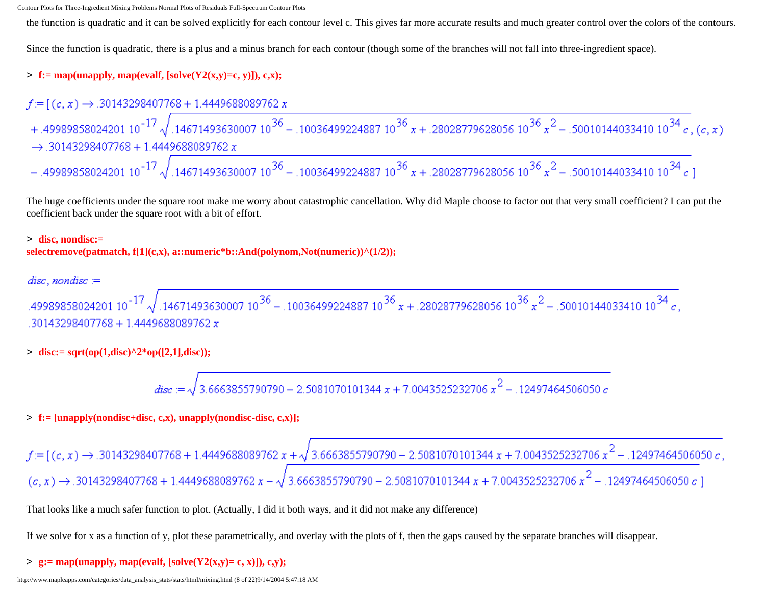the function is quadratic and it can be solved explicitly for each contour level c. This gives far more accurate results and much greater control over the colors of the contours.

Since the function is quadratic, there is a plus and a minus branch for each contour (though some of the branches will not fall into three-ingredient space).

```
> f:= map(unapply, map(evalf, [solve(Y2(x,y)=c, y)]), c,x);
```

$$f := [(c,x) \to .30143298407768 + 1.4449688089762\,x + .49989858024201\,10^{-17}\sqrt{.14671493630007\,10^{36} - .10036499224887\,10^{36}\,x + .28028779628056\,10^{36}\,x^2 - .50010144033410\,10^{34}\,c},\ (c,x) \to .30143298407768 + 1.4449688089762\,x - .49989858024201\,10^{-17}\sqrt{.14671493630007\,10^{36} - .10036499224887\,10^{36}\,x + .28028779628056\,10^{36}\,x^2 - .50010144033410\,10^{34}\,c}\,]$$

The huge coefficients under the square root make me worry about catastrophic cancellation. Why did Maple choose to factor out that very small coefficient? I can put the coefficient back under the square root with a bit of effort.

```
> disc, nondisc:=
selectremove(patmatch, f[1](c,x), a::numeric*b::And(polynom,Not(numeric))^(1/2));
```

$$disc, nondisc := .49989858024201\,10^{-17}\sqrt{.14671493630007\,10^{36} - .10036499224887\,10^{36}\,x + .28028779628056\,10^{36}\,x^2 - .50010144033410\,10^{34}\,c},\ .30143298407768 + 1.4449688089762\,x$$

```
> disc:= sqrt(op(1,disc)^2*op([2,1],disc));
```

$$disc := \sqrt{3.6663855790790 - 2.5081070101344\,x + 7.0043525232706\,x^2 - .12497464506050\,c}$$

```
> f:= [unapply(nondisc+disc, c,x), unapply(nondisc-disc, c,x)];
```

$$f := [(c,x) \to .30143298407768 + 1.4449688089762\,x + \sqrt{3.6663855790790 - 2.5081070101344\,x + 7.0043525232706\,x^2 - .12497464506050\,c},\ (c,x) \to .30143298407768 + 1.4449688089762\,x - \sqrt{3.6663855790790 - 2.5081070101344\,x + 7.0043525232706\,x^2 - .12497464506050\,c}\,]$$

That looks like a much safer function to plot. (Actually, I did it both ways, and it did not make any difference)

If we solve for x as a function of y, plot these parametrically, and overlay with the plots of f, then the gaps caused by the separate branches will disappear.

```
> g:= map(unapply, map(evalf, [solve(Y2(x,y)= c, x)]), c,y);
```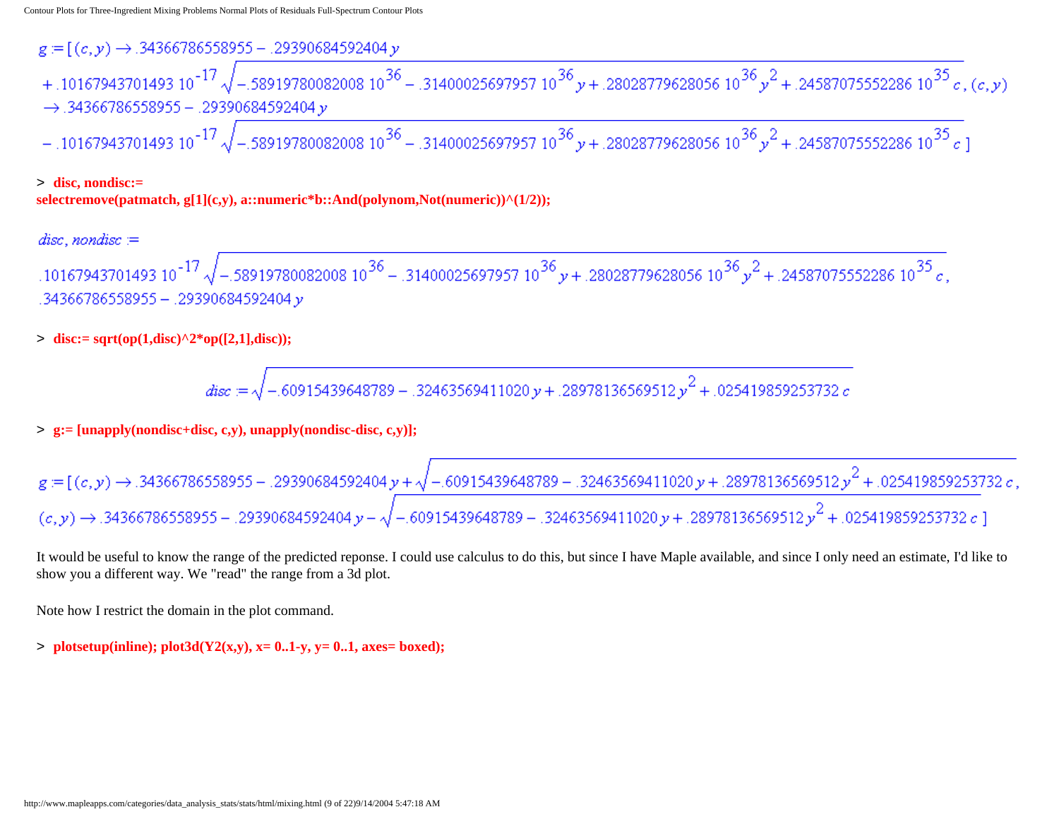$$g := [(c,y) \rightarrow .34366786558955 - .29390684592404\, y + .10167943701493\, 10^{-17} \sqrt{-.58919780082008\, 10^{36} - .31400025697957\, 10^{36}\, y + .28028779628056\, 10^{36}\, y^2 + .24587075552286\, 10^{35}\, c},\ (c,y) \rightarrow .34366786558955 - .29390684592404\, y - .10167943701493\, 10^{-17} \sqrt{-.58919780082008\, 10^{36} - .31400025697957\, 10^{36}\, y + .28028779628056\, 10^{36}\, y^2 + .24587075552286\, 10^{35}\, c}\ ]$$

```
> disc, nondisc:=
selectremove(patmatch, g[1](c,y), a::numeric*b::And(polynom,Not(numeric))^(1/2));
```

$$disc, nondisc := .10167943701493\, 10^{-17} \sqrt{-.58919780082008\, 10^{36} - .31400025697957\, 10^{36}\, y + .28028779628056\, 10^{36}\, y^2 + .24587075552286\, 10^{35}\, c},\ .34366786558955 - .29390684592404\, y$$

```
> disc:= sqrt(op(1,disc)^2*op([2,1],disc));
```

$$disc := \sqrt{-.60915439648789 - .32463569411020\, y + .28978136569512\, y^2 + .025419859253732\, c}$$

```
> g:= [unapply(nondisc+disc, c,y), unapply(nondisc-disc, c,y)];
```

$$g := [(c,y) \rightarrow .34366786558955 - .29390684592404\, y + \sqrt{-.60915439648789 - .32463569411020\, y + .28978136569512\, y^2 + .025419859253732\, c},\ (c,y) \rightarrow .34366786558955 - .29390684592404\, y - \sqrt{-.60915439648789 - .32463569411020\, y + .28978136569512\, y^2 + .025419859253732\, c}\ ]$$

It would be useful to know the range of the predicted reponse. I could use calculus to do this, but since I have Maple available, and since I only need an estimate, I'd like to show you a different way. We "read" the range from a 3d plot.

Note how I restrict the domain in the plot command.

```
> plotsetup(inline); plot3d(Y2(x,y), x= 0..1-y, y= 0..1, axes= boxed);
```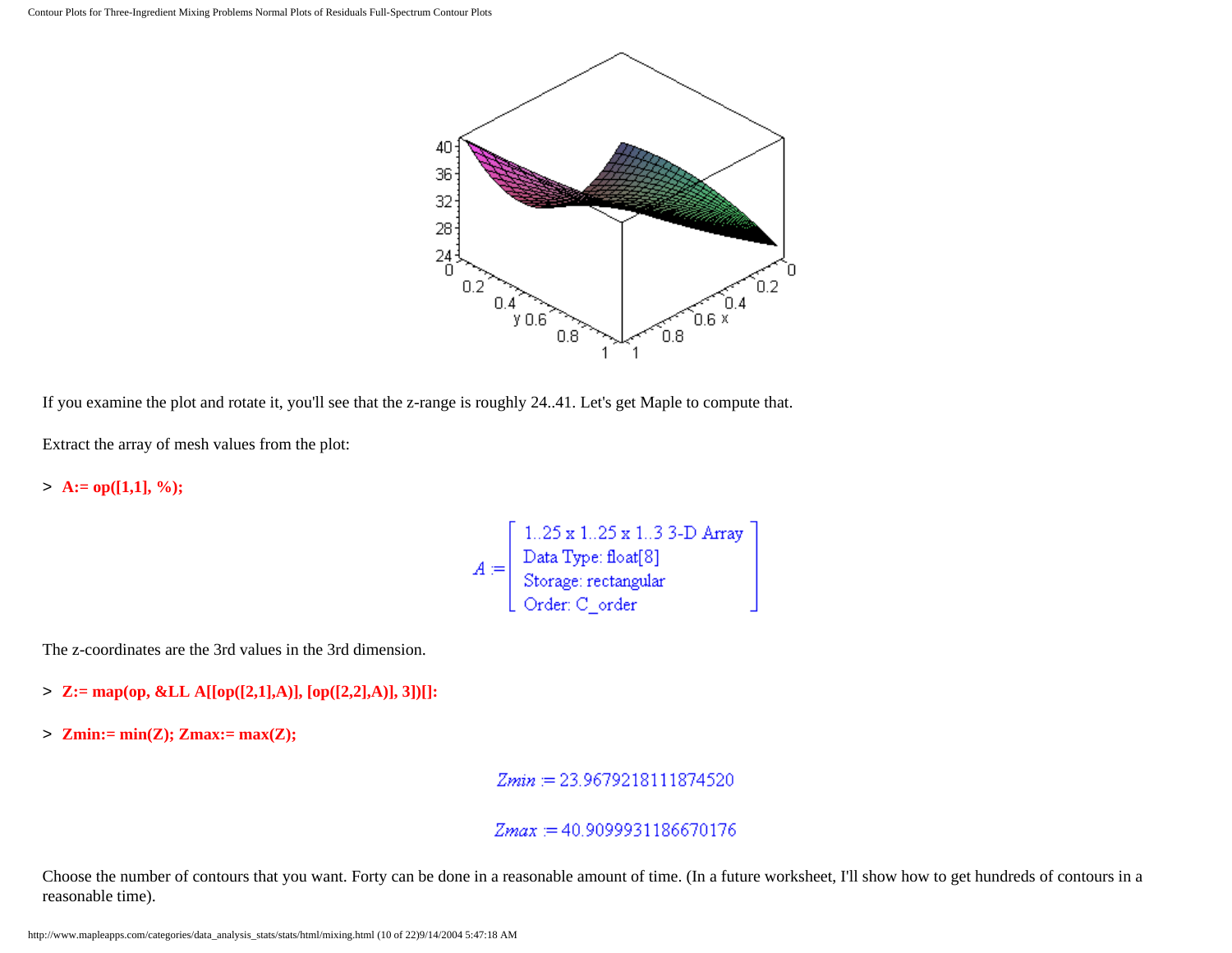If you examine the plot and rotate it, you'll see that the z-range is roughly 24..41. Let's get Maple to compute that.

Extract the array of mesh values from the plot:

```
> A:= op([1,1], %);
```

$$A := \left[ \begin{array}{l} \text{1..25 x 1..25 x 1..3 3-D Array} \\ \text{Data Type: float[8]} \\ \text{Storage: rectangular} \\ \text{Order: C\_order} \end{array} \right]$$

The z-coordinates are the 3rd values in the 3rd dimension.

```
> Z:= map(op, &LL A[[op([2,1],A)], [op([2,2],A)], 3])[]:
```

```
> Zmin:= min(Z); Zmax:= max(Z);
```

$$Zmin := 23.9679218111874520$$

$$Zmax := 40.9099931186670176$$

Choose the number of contours that you want. Forty can be done in a reasonable amount of time. (In a future worksheet, I'll show how to get hundreds of contours in a reasonable time).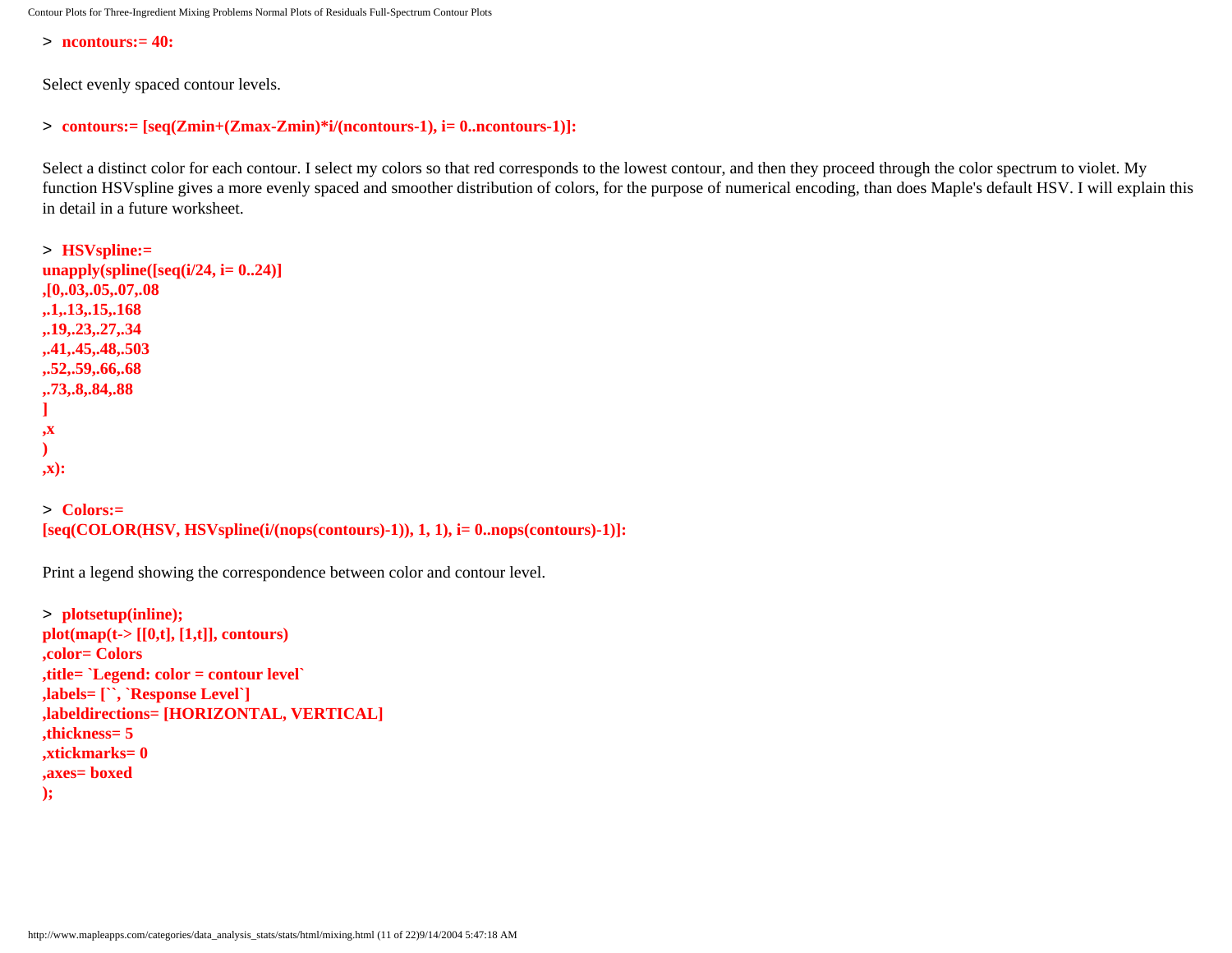```
> ncontours:= 40:
```

Select evenly spaced contour levels.

```
> contours:= [seq(Zmin+(Zmax-Zmin)*i/(ncontours-1), i= 0..ncontours-1)]:
```

Select a distinct color for each contour. I select my colors so that red corresponds to the lowest contour, and then they proceed through the color spectrum to violet. My function HSVspline gives a more evenly spaced and smoother distribution of colors, for the purpose of numerical encoding, than does Maple's default HSV. I will explain this in detail in a future worksheet.

```
> HSVspline:=
unapply(spline([seq(i/24, i= 0..24)]
,[0,.03,.05,.07,.08
,.1,.13,.15,.168
,.19,.23,.27,.34
,.41,.45,.48,.503
,.52,.59,.66,.68
,.73,.8,.84,.88
]
,x
)
,x):
```

```
> Colors:=
[seq(COLOR(HSV, HSVspline(i/(nops(contours)-1)), 1, 1), i= 0..nops(contours)-1)]:
```

Print a legend showing the correspondence between color and contour level.

```
> plotsetup(inline);
plot(map(t-> [[0,t], [1,t]], contours)
,color= Colors
,title= `Legend: color = contour level`
,labels= [``, `Response Level`]
,labeldirections= [HORIZONTAL, VERTICAL]
,thickness= 5
,xtickmarks= 0
,axes= boxed
);
```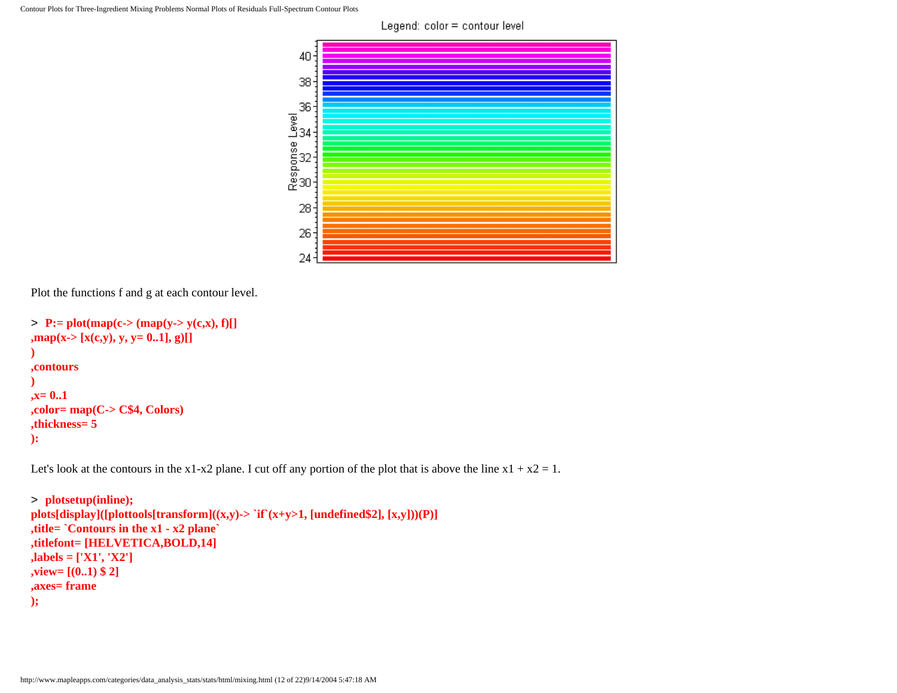Plot the functions f and g at each contour level.

```
> P:= plot(map(c-> (map(y-> y(c,x), f)[]
,map(x-> [x(c,y), y, y= 0..1], g)[]
)
,contours
)
,x= 0..1
,color= map(C-> C$4, Colors)
,thickness= 5
):
```

Let's look at the contours in the x1-x2 plane. I cut off any portion of the plot that is above the line x1 + x2 = 1.

```
> plotsetup(inline);
plots[display]([plottools[transform]((x,y)-> `if`(x+y>1, [undefined$2], [x,y]))(P)]
,title= `Contours in the x1 - x2 plane`
,titlefont= [HELVETICA,BOLD,14]
,labels = ['X1', 'X2']
,view= [(0..1) $ 2]
,axes= frame
);
```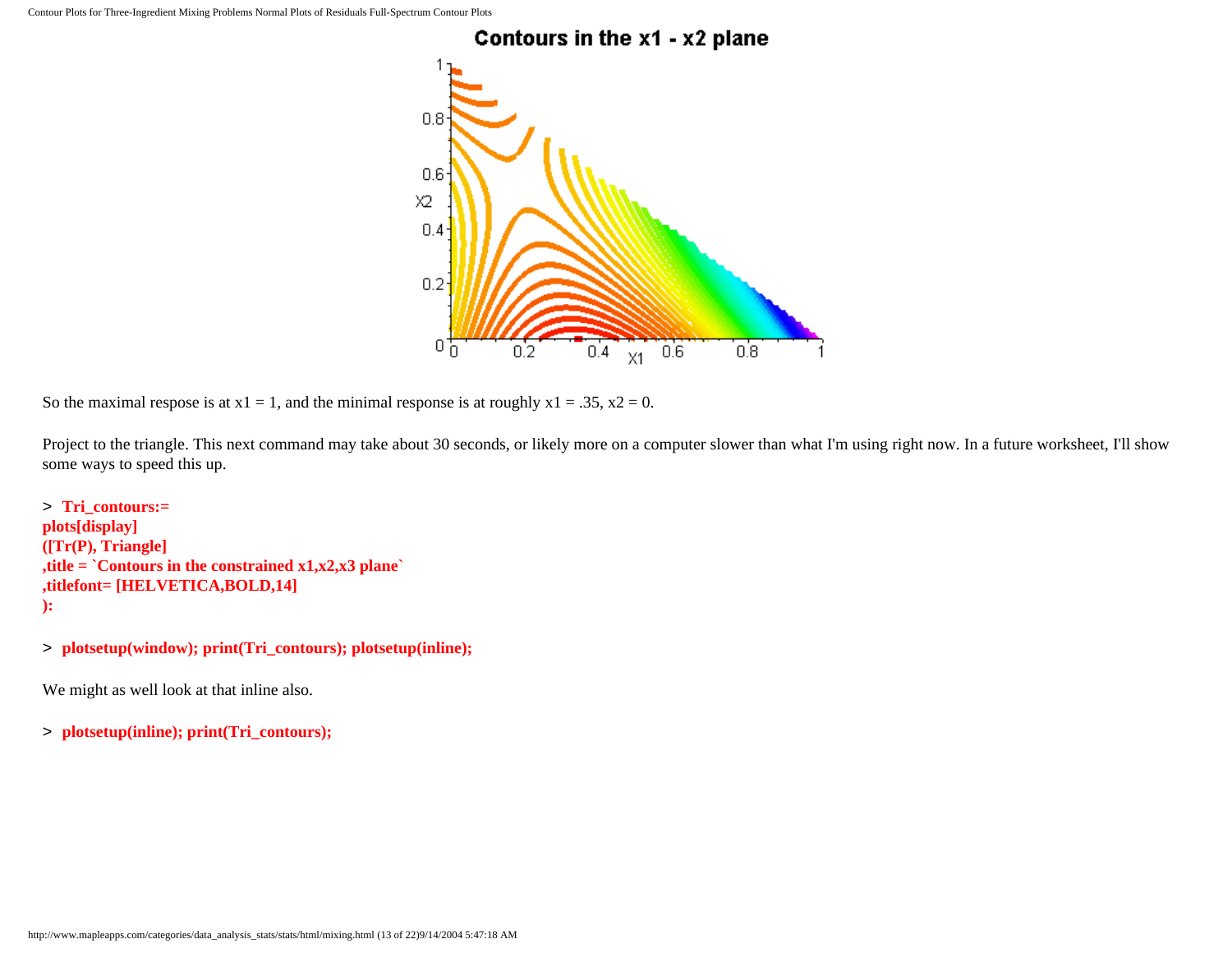So the maximal respose is at x1 = 1, and the minimal response is at roughly x1 = .35, x2 = 0.

Project to the triangle. This next command may take about 30 seconds, or likely more on a computer slower than what I'm using right now. In a future worksheet, I'll show some ways to speed this up.

```
> Tri_contours:=
plots[display]
([Tr(P), Triangle]
,title = `Contours in the constrained x1,x2,x3 plane`
,titlefont= [HELVETICA,BOLD,14]
):
```

```
> plotsetup(window); print(Tri_contours); plotsetup(inline);
```

We might as well look at that inline also.

```
> plotsetup(inline); print(Tri_contours);
```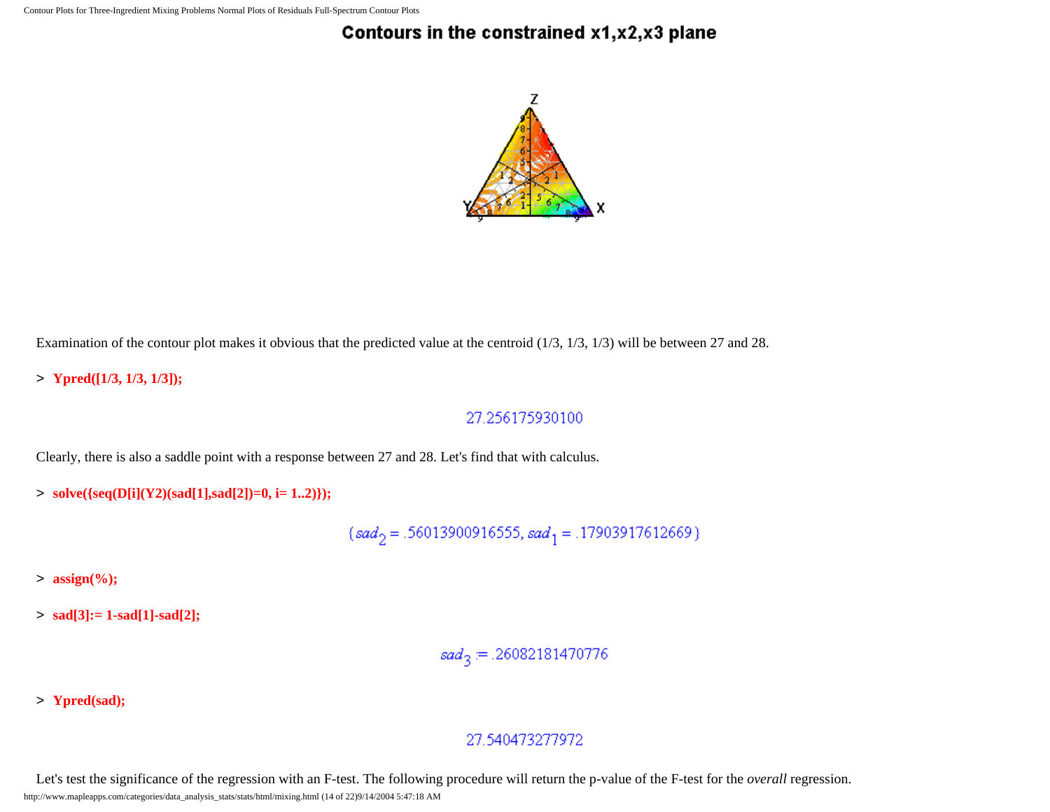## Contours in the constrained x1,x2,x3 plane

Examination of the contour plot makes it obvious that the predicted value at the centroid (1/3, 1/3, 1/3) will be between 27 and 28.

```
> Ypred([1/3, 1/3, 1/3]);
```

$$27.256175930100$$

Clearly, there is also a saddle point with a response between 27 and 28. Let's find that with calculus.

```
> solve({seq(D[i](Y2)(sad[1],sad[2])=0, i= 1..2)});
```

$$\{sad_2 = .56013900916555, sad_1 = .17903917612669\}$$

```
> assign(%);
```

```
> sad[3]:= 1-sad[1]-sad[2];
```

$$sad_3 := .26082181470776$$

```
> Ypred(sad);
```

$$27.540473277972$$

Let's test the significance of the regression with an F-test. The following procedure will return the p-value of the F-test for the *overall* regression.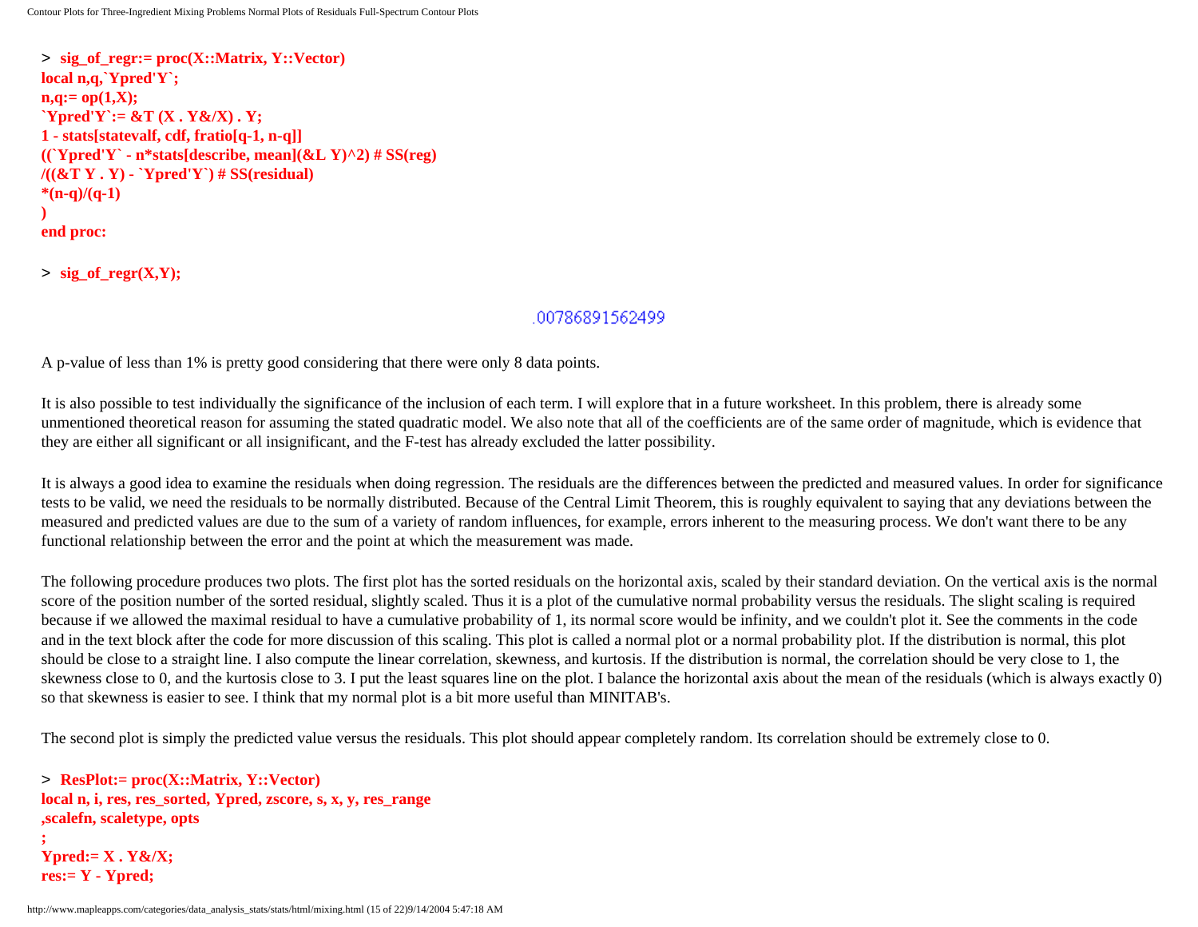```
> sig_of_regr:= proc(X::Matrix, Y::Vector)
local n,q,`Ypred'Y`;
n,q:= op(1,X);
`Ypred'Y`:= &T (X . Y&/X) . Y;
1 - stats[statevalf, cdf, fratio[q-1, n-q]]
((`Ypred'Y` - n*stats[describe, mean](&L Y)^2) # SS(reg)
/((&T Y . Y) - `Ypred'Y`) # SS(residual)
*(n-q)/(q-1)
)
end proc:

> sig_of_regr(X,Y);
```

.00786891562499

A p-value of less than 1% is pretty good considering that there were only 8 data points.

It is also possible to test individually the significance of the inclusion of each term. I will explore that in a future worksheet. In this problem, there is already some unmentioned theoretical reason for assuming the stated quadratic model. We also note that all of the coefficients are of the same order of magnitude, which is evidence that they are either all significant or all insignificant, and the F-test has already excluded the latter possibility.

It is always a good idea to examine the residuals when doing regression. The residuals are the differences between the predicted and measured values. In order for significance tests to be valid, we need the residuals to be normally distributed. Because of the Central Limit Theorem, this is roughly equivalent to saying that any deviations between the measured and predicted values are due to the sum of a variety of random influences, for example, errors inherent to the measuring process. We don't want there to be any functional relationship between the error and the point at which the measurement was made.

The following procedure produces two plots. The first plot has the sorted residuals on the horizontal axis, scaled by their standard deviation. On the vertical axis is the normal score of the position number of the sorted residual, slightly scaled. Thus it is a plot of the cumulative normal probability versus the residuals. The slight scaling is required because if we allowed the maximal residual to have a cumulative probability of 1, its normal score would be infinity, and we couldn't plot it. See the comments in the code and in the text block after the code for more discussion of this scaling. This plot is called a normal plot or a normal probability plot. If the distribution is normal, this plot should be close to a straight line. I also compute the linear correlation, skewness, and kurtosis. If the distribution is normal, the correlation should be very close to 1, the skewness close to 0, and the kurtosis close to 3. I put the least squares line on the plot. I balance the horizontal axis about the mean of the residuals (which is always exactly 0) so that skewness is easier to see. I think that my normal plot is a bit more useful than MINITAB's.

The second plot is simply the predicted value versus the residuals. This plot should appear completely random. Its correlation should be extremely close to 0.

```
> ResPlot:= proc(X::Matrix, Y::Vector)
local n, i, res, res_sorted, Ypred, zscore, s, x, y, res_range
,scalefn, scaletype, opts
;
Ypred:= X . Y&/X;
res:= Y - Ypred;
```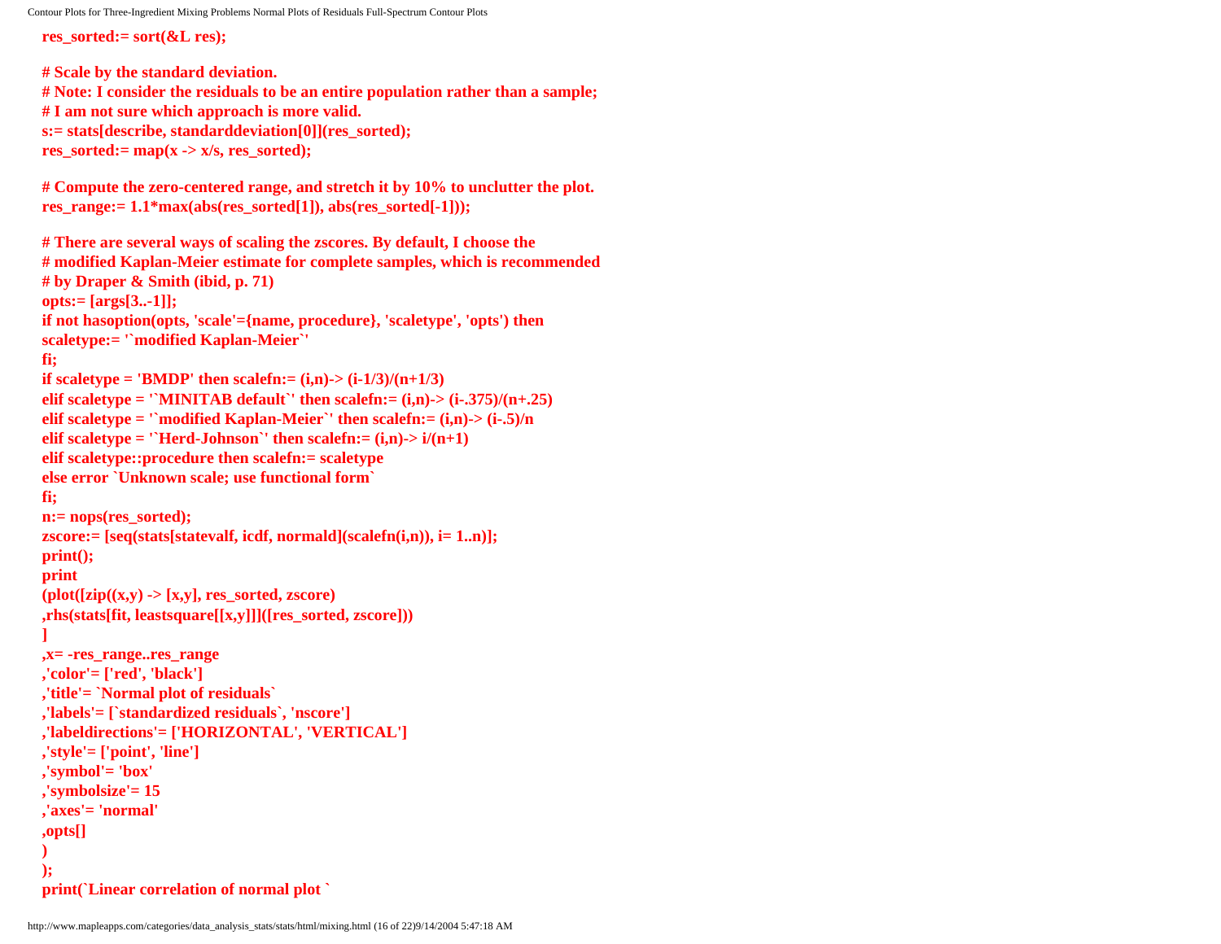```
res_sorted:= sort(&L res);

# Scale by the standard deviation.
# Note: I consider the residuals to be an entire population rather than a sample;
# I am not sure which approach is more valid.
s:= stats[describe, standarddeviation[0]](res_sorted);
res_sorted:= map(x -> x/s, res_sorted);

# Compute the zero-centered range, and stretch it by 10% to unclutter the plot.
res_range:= 1.1*max(abs(res_sorted[1]), abs(res_sorted[-1]));

# There are several ways of scaling the zscores. By default, I choose the
# modified Kaplan-Meier estimate for complete samples, which is recommended
# by Draper & Smith (ibid, p. 71)
opts:= [args[3..-1]];
if not hasoption(opts, 'scale'={name, procedure}, 'scaletype', 'opts') then
scaletype:= '`modified Kaplan-Meier`'
fi;
if scaletype = 'BMDP' then scalefn:= (i,n)-> (i-1/3)/(n+1/3)
elif scaletype = '`MINITAB default`' then scalefn:= (i,n)-> (i-.375)/(n+.25)
elif scaletype = '`modified Kaplan-Meier`' then scalefn:= (i,n)-> (i-.5)/n
elif scaletype = '`Herd-Johnson`' then scalefn:= (i,n)-> i/(n+1)
elif scaletype::procedure then scalefn:= scaletype
else error `Unknown scale; use functional form`
fi;
n:= nops(res_sorted);
zscore:= [seq(stats[statevalf, icdf, normald](scalefn(i,n)), i= 1..n)];
print();
print
(plot([zip((x,y) -> [x,y], res_sorted, zscore)
,rhs(stats[fit, leastsquare[[x,y]]]([res_sorted, zscore]))
]
,x= -res_range..res_range
,'color'= ['red', 'black']
,'title'= `Normal plot of residuals`
,'labels'= [`standardized residuals`, 'nscore']
,'labeldirections'= ['HORIZONTAL', 'VERTICAL']
,'style'= ['point', 'line']
,'symbol'= 'box'
,'symbolsize'= 15
,'axes'= 'normal'
,opts[]
)
);
print(`Linear correlation of normal plot `
```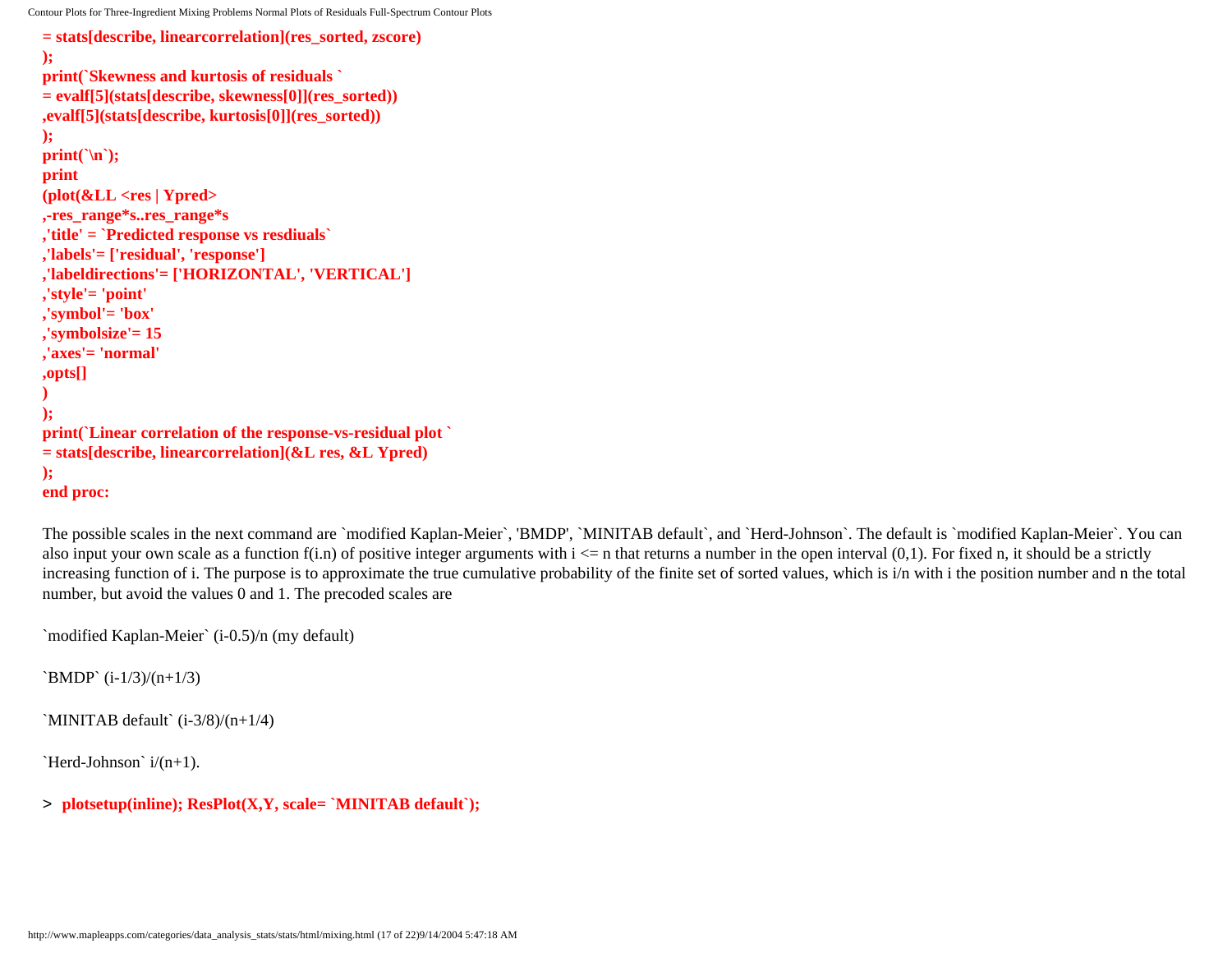```
= stats[describe, linearcorrelation](res_sorted, zscore)
);
print(`Skewness and kurtosis of residuals `
= evalf[5](stats[describe, skewness[0]](res_sorted))
,evalf[5](stats[describe, kurtosis[0]](res_sorted))
);
print(`\n`);
print
(plot(&LL <res | Ypred>
,-res_range*s..res_range*s
,'title' = `Predicted response vs resdiuals`
,'labels'= ['residual', 'response']
,'labeldirections'= ['HORIZONTAL', 'VERTICAL']
,'style'= 'point'
,'symbol'= 'box'
,'symbolsize'= 15
,'axes'= 'normal'
,opts[]
)
);
print(`Linear correlation of the response-vs-residual plot `
= stats[describe, linearcorrelation](&L res, &L Ypred)
);
end proc:
```

The possible scales in the next command are `modified Kaplan-Meier`, 'BMDP', `MINITAB default`, and `Herd-Johnson`. The default is `modified Kaplan-Meier`. You can also input your own scale as a function f(i.n) of positive integer arguments with $i \le n$ that returns a number in the open interval (0,1). For fixed n, it should be a strictly increasing function of i. The purpose is to approximate the true cumulative probability of the finite set of sorted values, which is i/n with i the position number and n the total number, but avoid the values 0 and 1. The precoded scales are

`modified Kaplan-Meier` (i-0.5)/n (my default)

`BMDP` (i-1/3)/(n+1/3)

`MINITAB default` (i-3/8)/(n+1/4)

`Herd-Johnson` i/(n+1).

```
> plotsetup(inline); ResPlot(X,Y, scale= `MINITAB default`);
```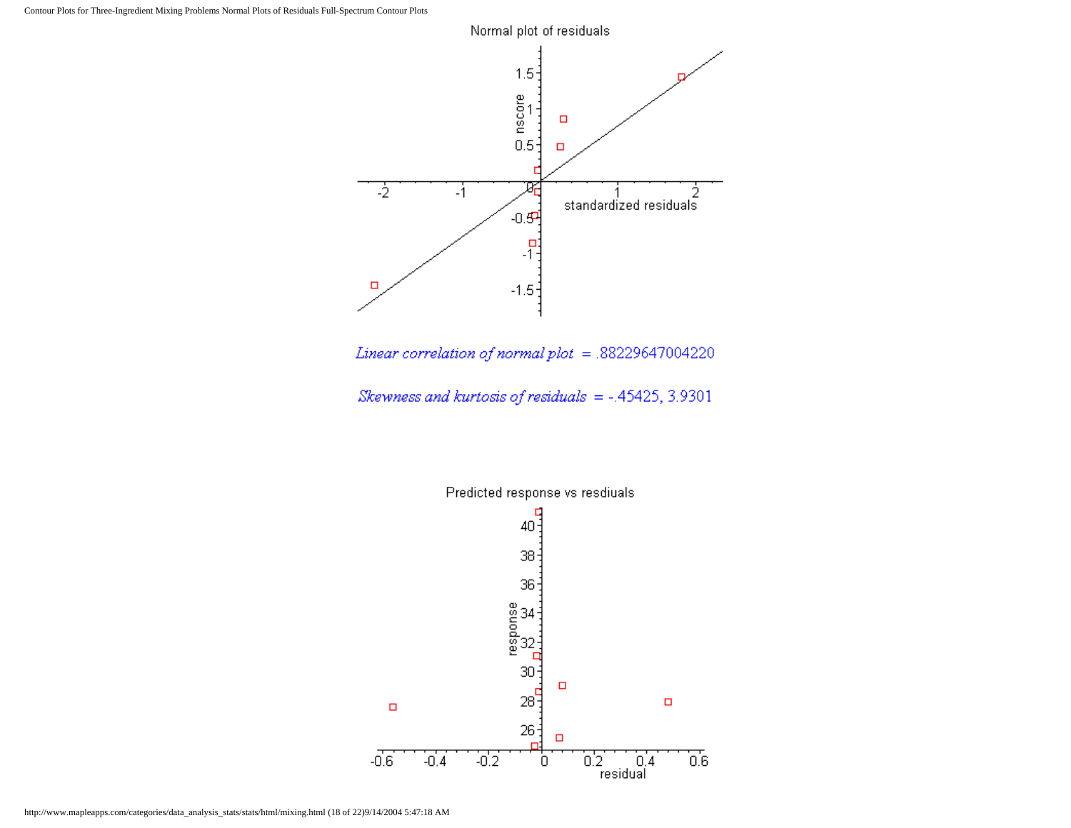Normal plot of residuals

*Linear correlation of normal plot* = .88229647004220

*Skewness and kurtosis of residuals* = -.45425, 3.9301

Predicted response vs resdiuals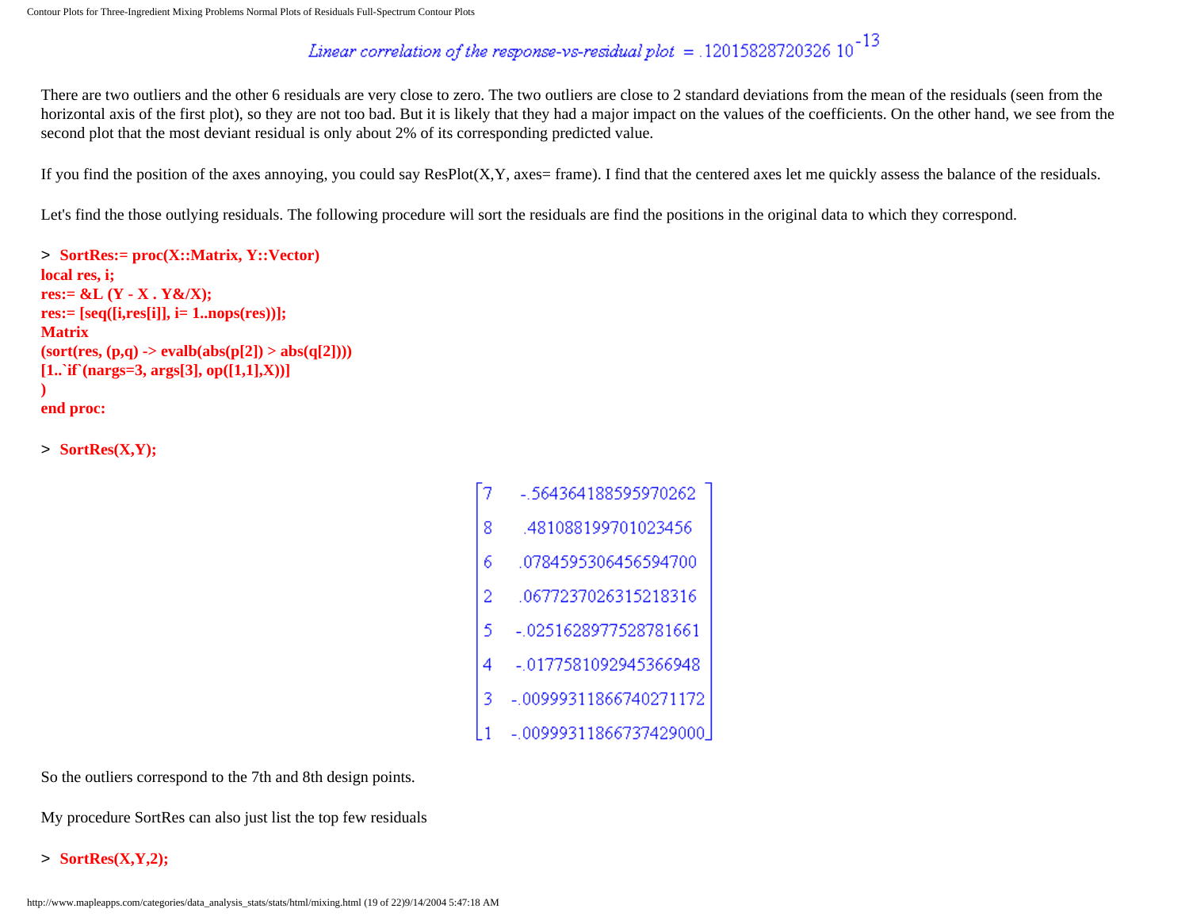*Linear correlation of the response-vs-residual plot* = .12015828720326 $10^{-13}$

There are two outliers and the other 6 residuals are very close to zero. The two outliers are close to 2 standard deviations from the mean of the residuals (seen from the horizontal axis of the first plot), so they are not too bad. But it is likely that they had a major impact on the values of the coefficients. On the other hand, we see from the second plot that the most deviant residual is only about 2% of its corresponding predicted value.

If you find the position of the axes annoying, you could say ResPlot(X,Y, axes= frame). I find that the centered axes let me quickly assess the balance of the residuals.

Let's find the those outlying residuals. The following procedure will sort the residuals are find the positions in the original data to which they correspond.

```
> SortRes:= proc(X::Matrix, Y::Vector)
local res, i;
res:= &L (Y - X . Y&/X);
res:= [seq([i,res[i]], i= 1..nops(res))];
Matrix
(sort(res, (p,q) -> evalb(abs(p[2]) > abs(q[2])))
[1..`if`(nargs=3, args[3], op([1,1],X))]
)
end proc:
```

```
> SortRes(X,Y);
```

$$\begin{bmatrix} 7 & -.564364188595970262 \\ 8 & .481088199701023456 \\ 6 & .0784595306456594700 \\ 2 & .0677237026315218316 \\ 5 & -.0251628977528781661 \\ 4 & -.0177581092945366948 \\ 3 & -.00999311866740271172 \\ 1 & -.00999311866737429000 \end{bmatrix}$$

So the outliers correspond to the 7th and 8th design points.

My procedure SortRes can also just list the top few residuals

```
> SortRes(X,Y,2);
```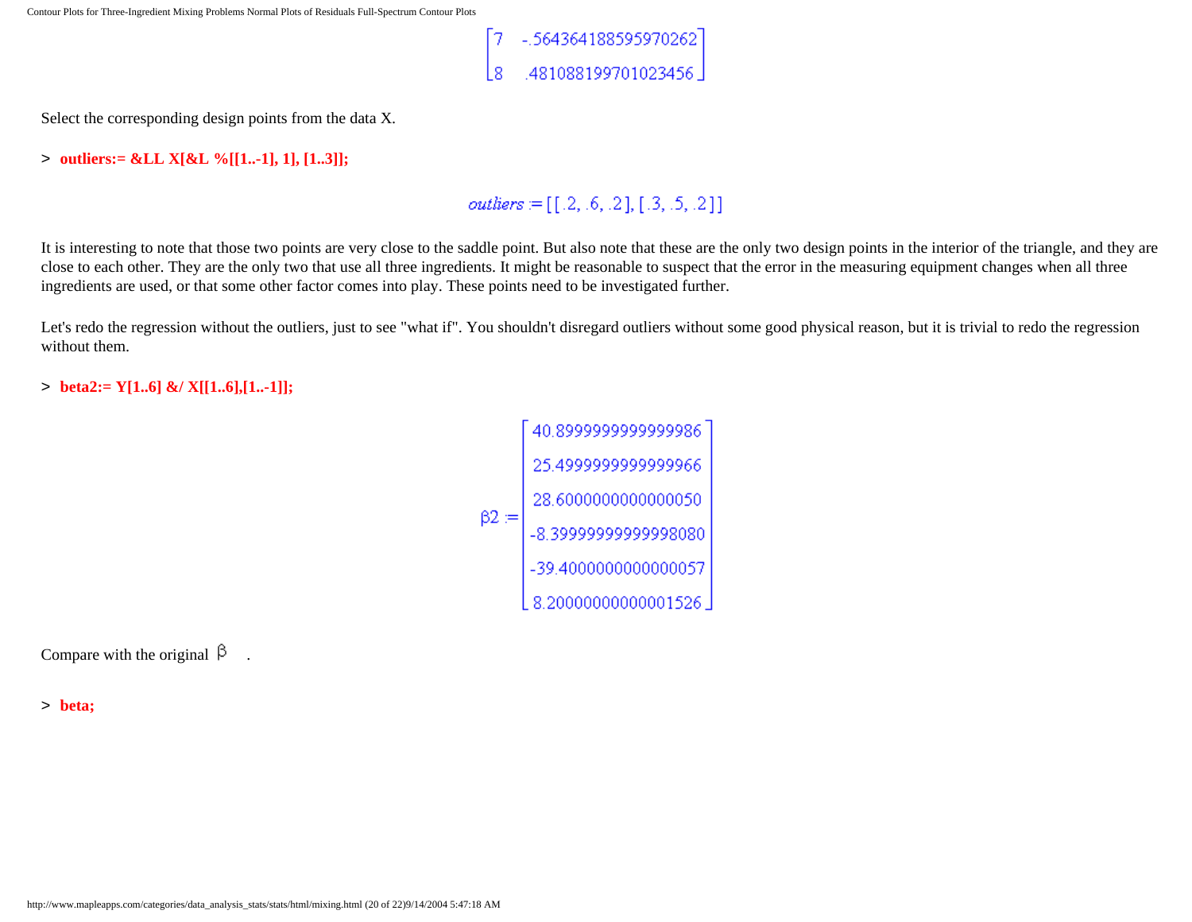$$\begin{bmatrix} 7 & -.564364188595970262 \\ 8 & .481088199701023456 \end{bmatrix}$$

Select the corresponding design points from the data X.

```
> outliers:= &LL X[&L %[[1..-1], 1], [1..3]];
```

$$outliers := [[.2, .6, .2], [.3, .5, .2]]$$

It is interesting to note that those two points are very close to the saddle point. But also note that these are the only two design points in the interior of the triangle, and they are close to each other. They are the only two that use all three ingredients. It might be reasonable to suspect that the error in the measuring equipment changes when all three ingredients are used, or that some other factor comes into play. These points need to be investigated further.

Let's redo the regression without the outliers, just to see "what if". You shouldn't disregard outliers without some good physical reason, but it is trivial to redo the regression without them.

```
> beta2:= Y[1..6] &/ X[[1..6],[1..-1]];
```

$$\beta 2 := \begin{bmatrix} 40.8999999999999986 \\ 25.4999999999999966 \\ 28.6000000000000050 \\ -8.3999999999998080 \\ -39.4000000000000057 \\ 8.20000000000001526 \end{bmatrix}$$

Compare with the original $\beta$ .

```
> beta;
```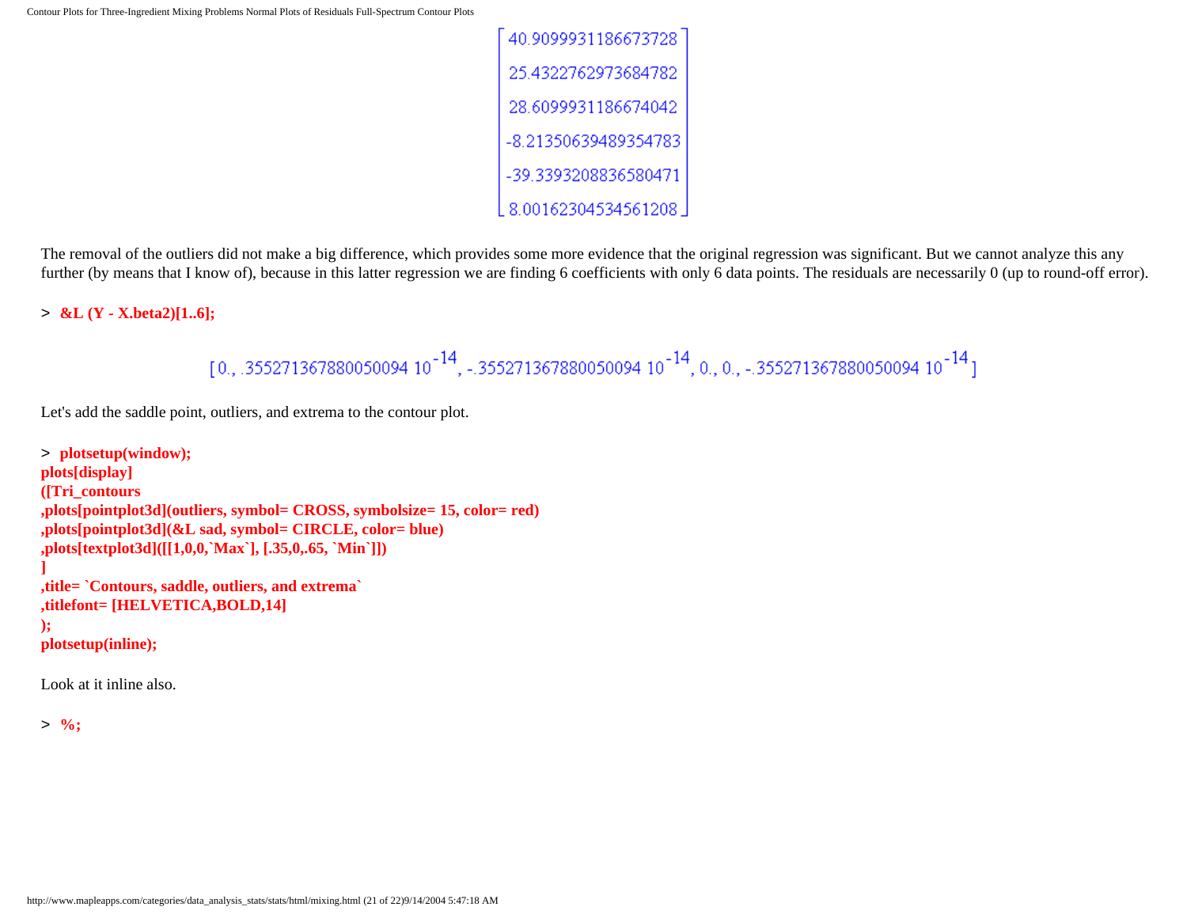$$\begin{bmatrix} 40.9099931186673728 \\ 25.4322762973684782 \\ 28.6099931186674042 \\ -8.21350639489354783 \\ -39.3393208836580471 \\ 8.00162304534561208 \end{bmatrix}$$

The removal of the outliers did not make a big difference, which provides some more evidence that the original regression was significant. But we cannot analyze this any further (by means that I know of), because in this latter regression we are finding 6 coefficients with only 6 data points. The residuals are necessarily 0 (up to round-off error).

```
> &L (Y - X.beta2)[1..6];
```

$$[0., .355271367880050094\ 10^{-14}, -.355271367880050094\ 10^{-14}, 0., 0., -.355271367880050094\ 10^{-14}]$$

Let's add the saddle point, outliers, and extrema to the contour plot.

```
> plotsetup(window);
plots[display]
([Tri_contours
,plots[pointplot3d](outliers, symbol= CROSS, symbolsize= 15, color= red)
,plots[pointplot3d](&L sad, symbol= CIRCLE, color= blue)
,plots[textplot3d]([[1,0,0,`Max`], [.35,0,.65, `Min`]])
]
,title= `Contours, saddle, outliers, and extrema`
,titlefont= [HELVETICA,BOLD,14]
);
plotsetup(inline);
```

Look at it inline also.

```
> %;
```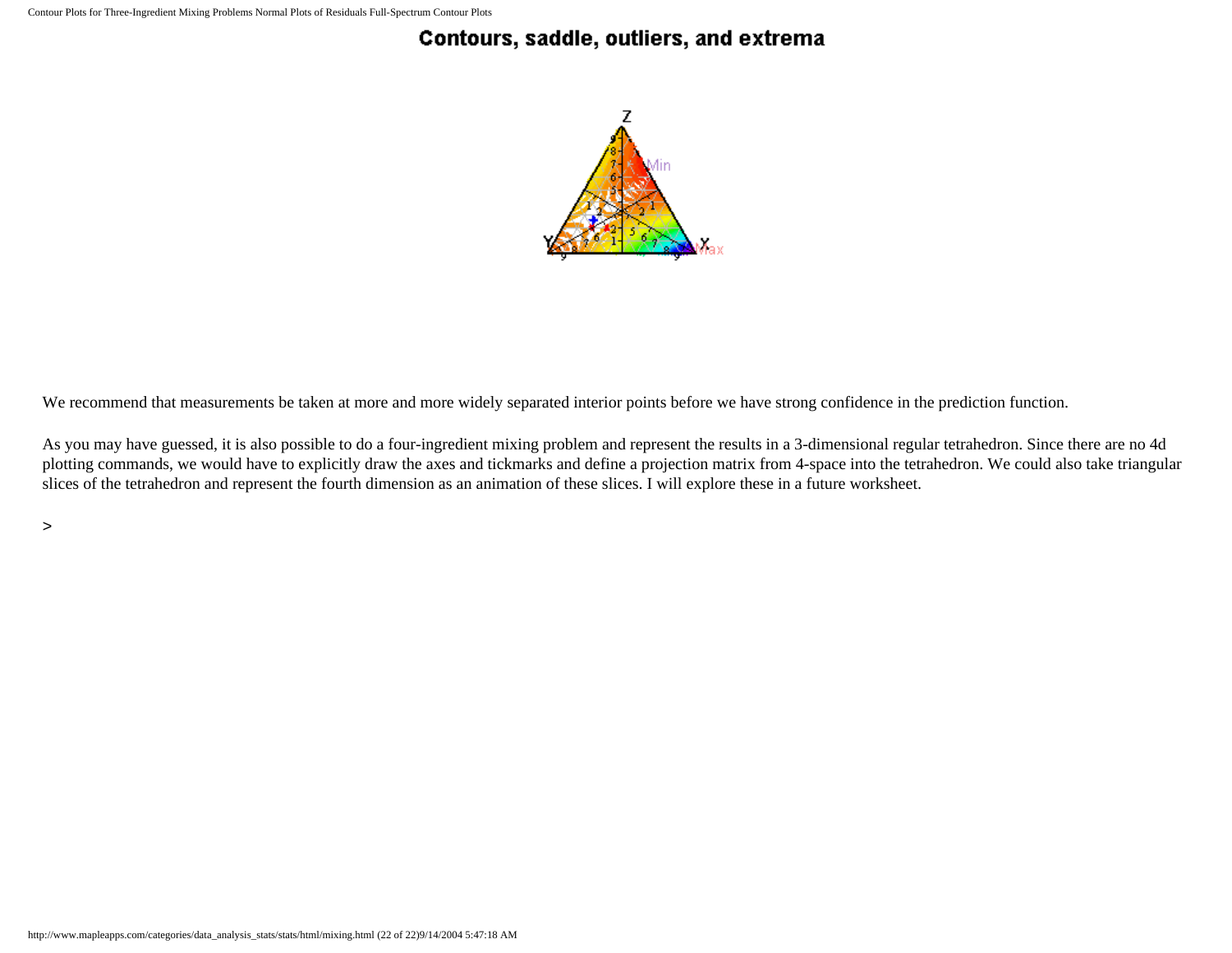## Contours, saddle, outliers, and extrema

Z

Min

Max

Y

X

We recommend that measurements be taken at more and more widely separated interior points before we have strong confidence in the prediction function.

As you may have guessed, it is also possible to do a four-ingredient mixing problem and represent the results in a 3-dimensional regular tetrahedron. Since there are no 4d plotting commands, we would have to explicitly draw the axes and tickmarks and define a projection matrix from 4-space into the tetrahedron. We could also take triangular slices of the tetrahedron and represent the fourth dimension as an animation of these slices. I will explore these in a future worksheet.

>